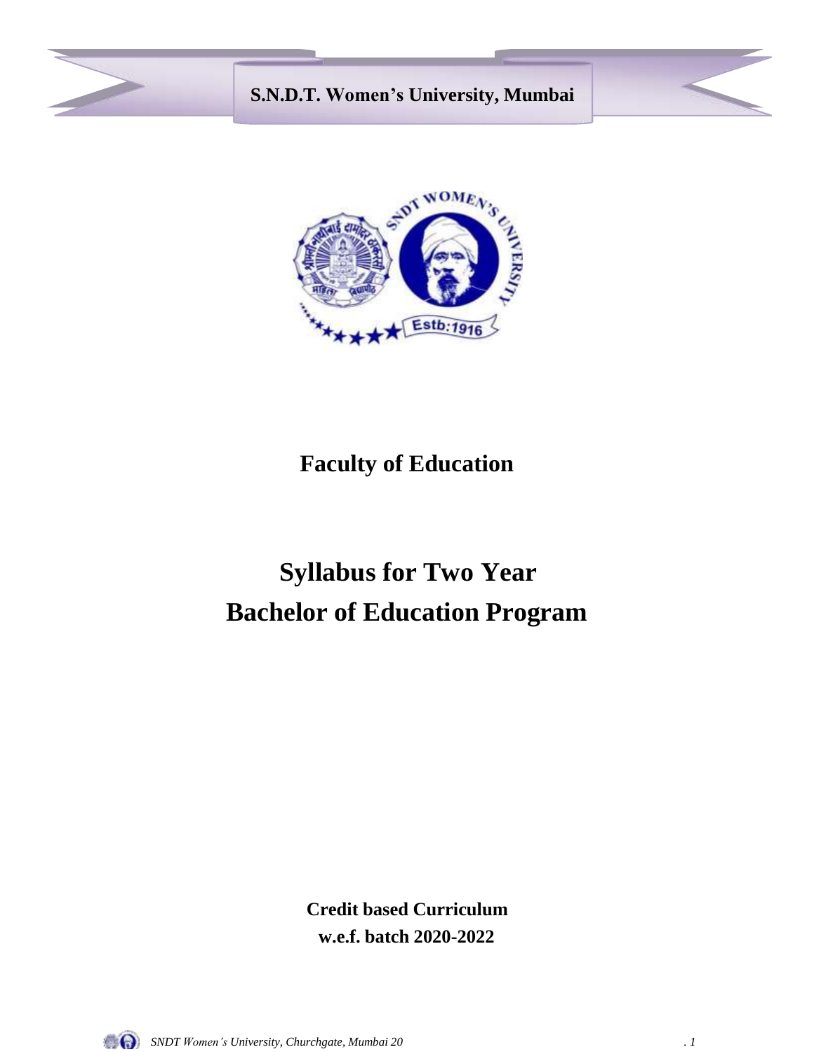**S.N.D.T. Women's University, Mumbai**

## Faculty of Education

# Syllabus for Two Year
# Bachelor of Education Program

**Credit based Curriculum**
**w.e.f. batch 2020-2022**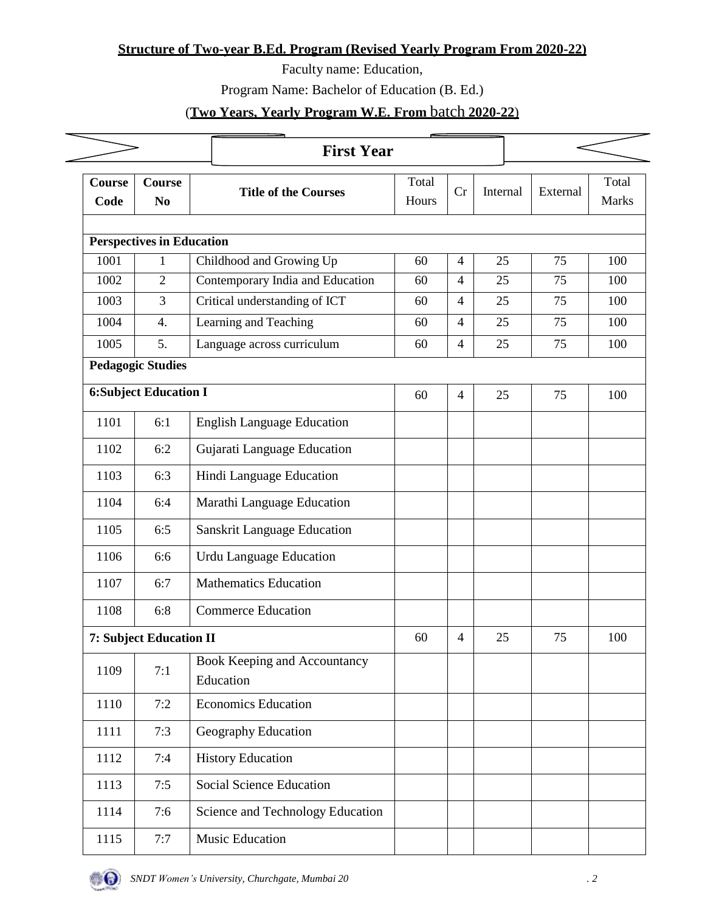**Structure of Two-year B.Ed. Program (Revised Yearly Program From 2020-22)**

Faculty name: Education,

Program Name: Bachelor of Education (B. Ed.)

(**Two Years, Yearly Program W.E. From** batch **2020-22**)

## First Year

| Course Code | Course No | Title of the Courses | Total Hours | Cr | Internal | External | Total Marks |
|---|---|---|---|---|---|---|---|
| | | | | | | | |
| **Perspectives in Education** | | | | | | | |
| 1001 | 1 | Childhood and Growing Up | 60 | 4 | 25 | 75 | 100 |
| 1002 | 2 | Contemporary India and Education | 60 | 4 | 25 | 75 | 100 |
| 1003 | 3 | Critical understanding of ICT | 60 | 4 | 25 | 75 | 100 |
| 1004 | 4. | Learning and Teaching | 60 | 4 | 25 | 75 | 100 |
| 1005 | 5. | Language across curriculum | 60 | 4 | 25 | 75 | 100 |
| **Pedagogic Studies** | | | | | | | |
| **6:Subject Education I** | | | 60 | 4 | 25 | 75 | 100 |
| 1101 | 6:1 | English Language Education | | | | | |
| 1102 | 6:2 | Gujarati Language Education | | | | | |
| 1103 | 6:3 | Hindi Language Education | | | | | |
| 1104 | 6:4 | Marathi Language Education | | | | | |
| 1105 | 6:5 | Sanskrit Language Education | | | | | |
| 1106 | 6:6 | Urdu Language Education | | | | | |
| 1107 | 6:7 | Mathematics Education | | | | | |
| 1108 | 6:8 | Commerce Education | | | | | |
| **7: Subject Education II** | | | 60 | 4 | 25 | 75 | 100 |
| 1109 | 7:1 | Book Keeping and Accountancy Education | | | | | |
| 1110 | 7:2 | Economics Education | | | | | |
| 1111 | 7:3 | Geography Education | | | | | |
| 1112 | 7:4 | History Education | | | | | |
| 1113 | 7:5 | Social Science Education | | | | | |
| 1114 | 7:6 | Science and Technology Education | | | | | |
| 1115 | 7:7 | Music Education | | | | | |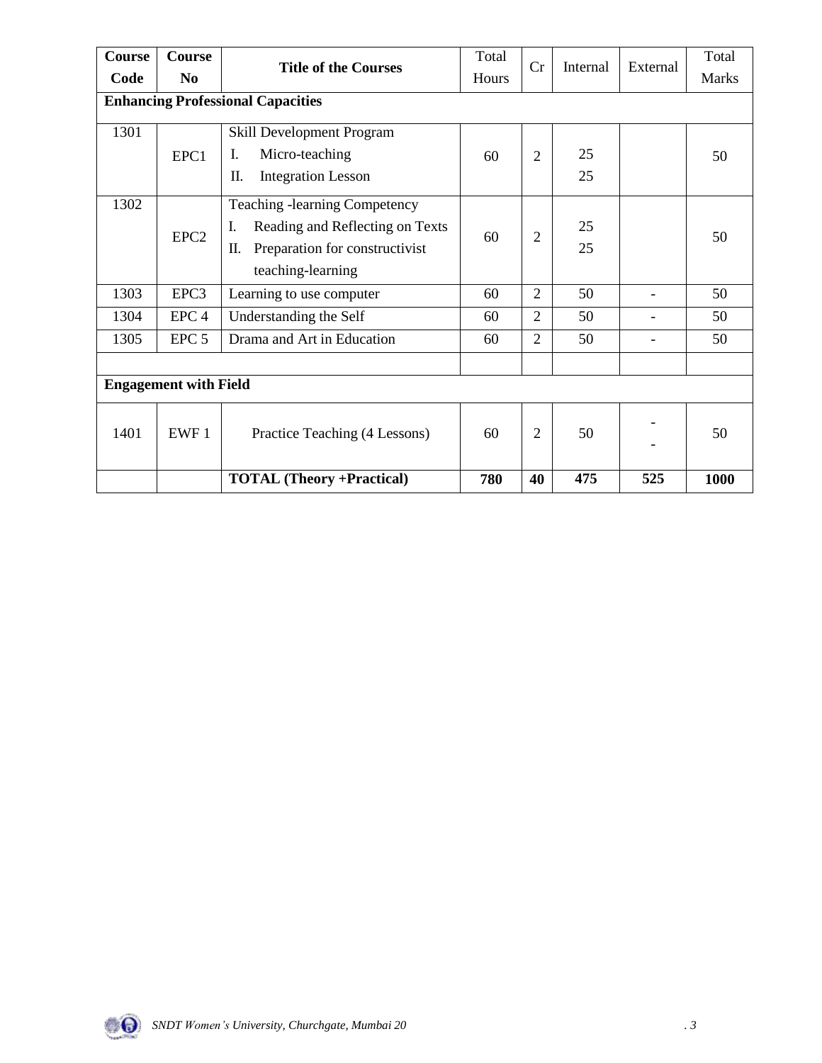| Course Code | Course No | Title of the Courses | Total Hours | Cr | Internal | External | Total Marks |
|---|---|---|---|---|---|---|---|
| **Enhancing Professional Capacities** | | | | | | | |
| 1301 | EPC1 | Skill Development Program<br>I. Micro-teaching<br>II. Integration Lesson | 60 | 2 | 25<br>25 | | 50 |
| 1302 | EPC2 | Teaching -learning Competency<br>I. Reading and Reflecting on Texts<br>II. Preparation for constructivist teaching-learning | 60 | 2 | 25<br>25 | | 50 |
| 1303 | EPC3 | Learning to use computer | 60 | 2 | 50 | - | 50 |
| 1304 | EPC 4 | Understanding the Self | 60 | 2 | 50 | - | 50 |
| 1305 | EPC 5 | Drama and Art in Education | 60 | 2 | 50 | - | 50 |
| | | | | | | | |
| **Engagement with Field** | | | | | | | |
| 1401 | EWF 1 | Practice Teaching (4 Lessons) | 60 | 2 | 50 | -<br>- | 50 |
| | | **TOTAL (Theory +Practical)** | **780** | **40** | **475** | **525** | **1000** |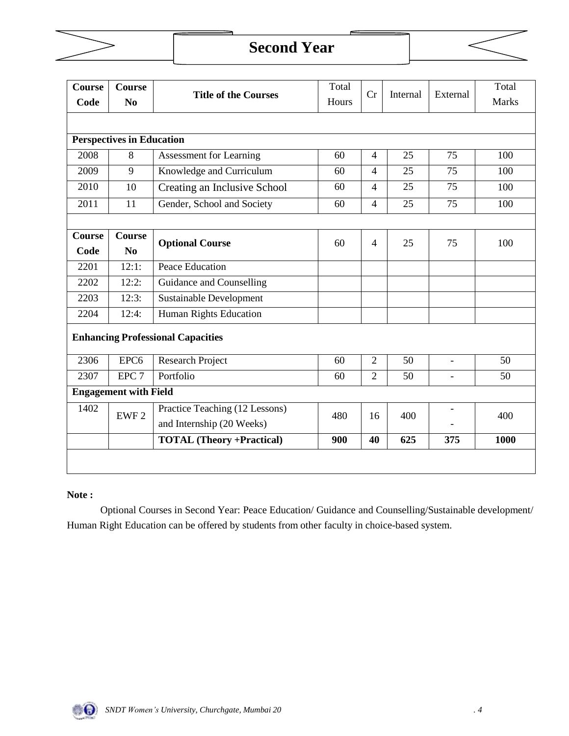# Second Year

| Course Code | Course No | Title of the Courses | Total Hours | Cr | Internal | External | Total Marks |
|---|---|---|---|---|---|---|---|
| | | | | | | | |
| **Perspectives in Education** | | | | | | | |
| 2008 | 8 | Assessment for Learning | 60 | 4 | 25 | 75 | 100 |
| 2009 | 9 | Knowledge and Curriculum | 60 | 4 | 25 | 75 | 100 |
| 2010 | 10 | Creating an Inclusive School | 60 | 4 | 25 | 75 | 100 |
| 2011 | 11 | Gender, School and Society | 60 | 4 | 25 | 75 | 100 |
| | | | | | | | |
| **Course Code** | **Course No** | **Optional Course** | 60 | 4 | 25 | 75 | 100 |
| 2201 | 12:1: | Peace Education | | | | | |
| 2202 | 12:2: | Guidance and Counselling | | | | | |
| 2203 | 12:3: | Sustainable Development | | | | | |
| 2204 | 12:4: | Human Rights Education | | | | | |
| **Enhancing Professional Capacities** | | | | | | | |
| 2306 | EPC6 | Research Project | 60 | 2 | 50 | - | 50 |
| 2307 | EPC 7 | Portfolio | 60 | 2 | 50 | - | 50 |
| **Engagement with Field** | | | | | | | |
| 1402 | EWF 2 | Practice Teaching (12 Lessons) and Internship (20 Weeks) | 480 | 16 | 400 | - - | 400 |
| | | **TOTAL (Theory +Practical)** | **900** | **40** | **625** | **375** | **1000** |

**Note :**

Optional Courses in Second Year: Peace Education/ Guidance and Counselling/Sustainable development/ Human Right Education can be offered by students from other faculty in choice-based system.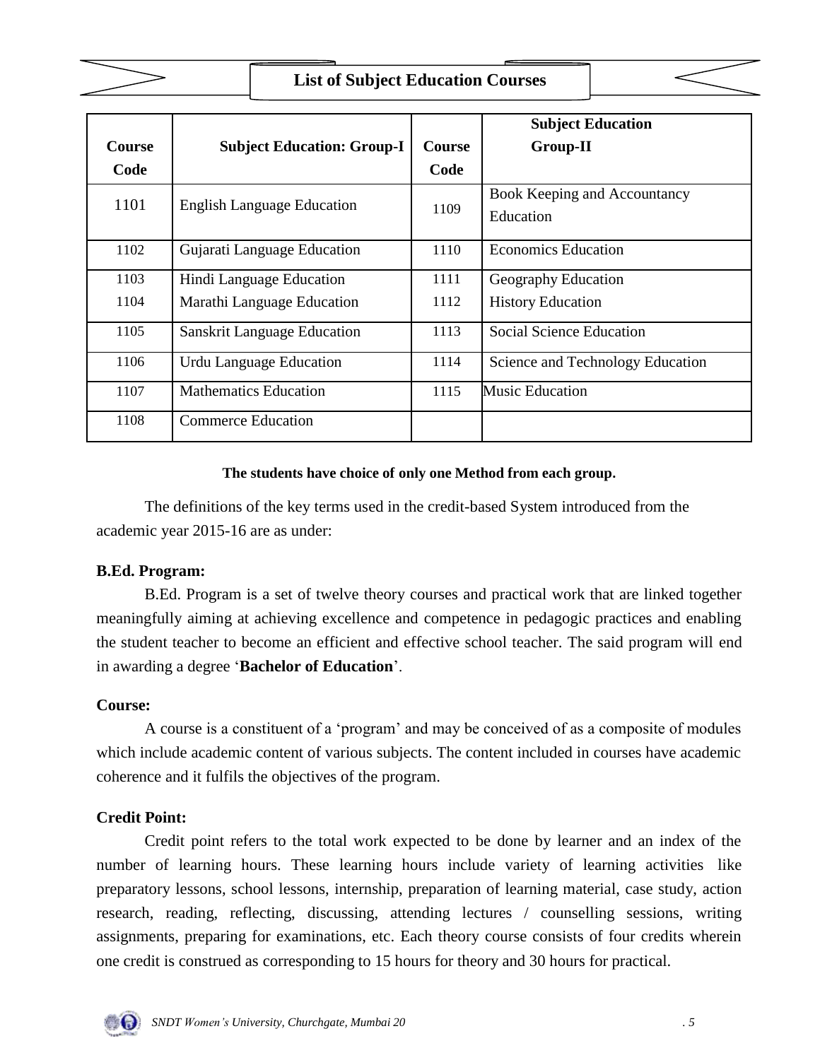## List of Subject Education Courses

| Course Code | Subject Education: Group-I | Course Code | Subject Education Group-II |
|---|---|---|---|
| 1101 | English Language Education | 1109 | Book Keeping and Accountancy Education |
| 1102 | Gujarati Language Education | 1110 | Economics Education |
| 1103 | Hindi Language Education | 1111 | Geography Education |
| 1104 | Marathi Language Education | 1112 | History Education |
| 1105 | Sanskrit Language Education | 1113 | Social Science Education |
| 1106 | Urdu Language Education | 1114 | Science and Technology Education |
| 1107 | Mathematics Education | 1115 | Music Education |
| 1108 | Commerce Education | | |

**The students have choice of only one Method from each group.**

The definitions of the key terms used in the credit-based System introduced from the academic year 2015-16 are as under:

**B.Ed. Program:**

B.Ed. Program is a set of twelve theory courses and practical work that are linked together meaningfully aiming at achieving excellence and competence in pedagogic practices and enabling the student teacher to become an efficient and effective school teacher. The said program will end in awarding a degree '**Bachelor of Education**'.

**Course:**

A course is a constituent of a 'program' and may be conceived of as a composite of modules which include academic content of various subjects. The content included in courses have academic coherence and it fulfils the objectives of the program.

**Credit Point:**

Credit point refers to the total work expected to be done by learner and an index of the number of learning hours. These learning hours include variety of learning activities like preparatory lessons, school lessons, internship, preparation of learning material, case study, action research, reading, reflecting, discussing, attending lectures / counselling sessions, writing assignments, preparing for examinations, etc. Each theory course consists of four credits wherein one credit is construed as corresponding to 15 hours for theory and 30 hours for practical.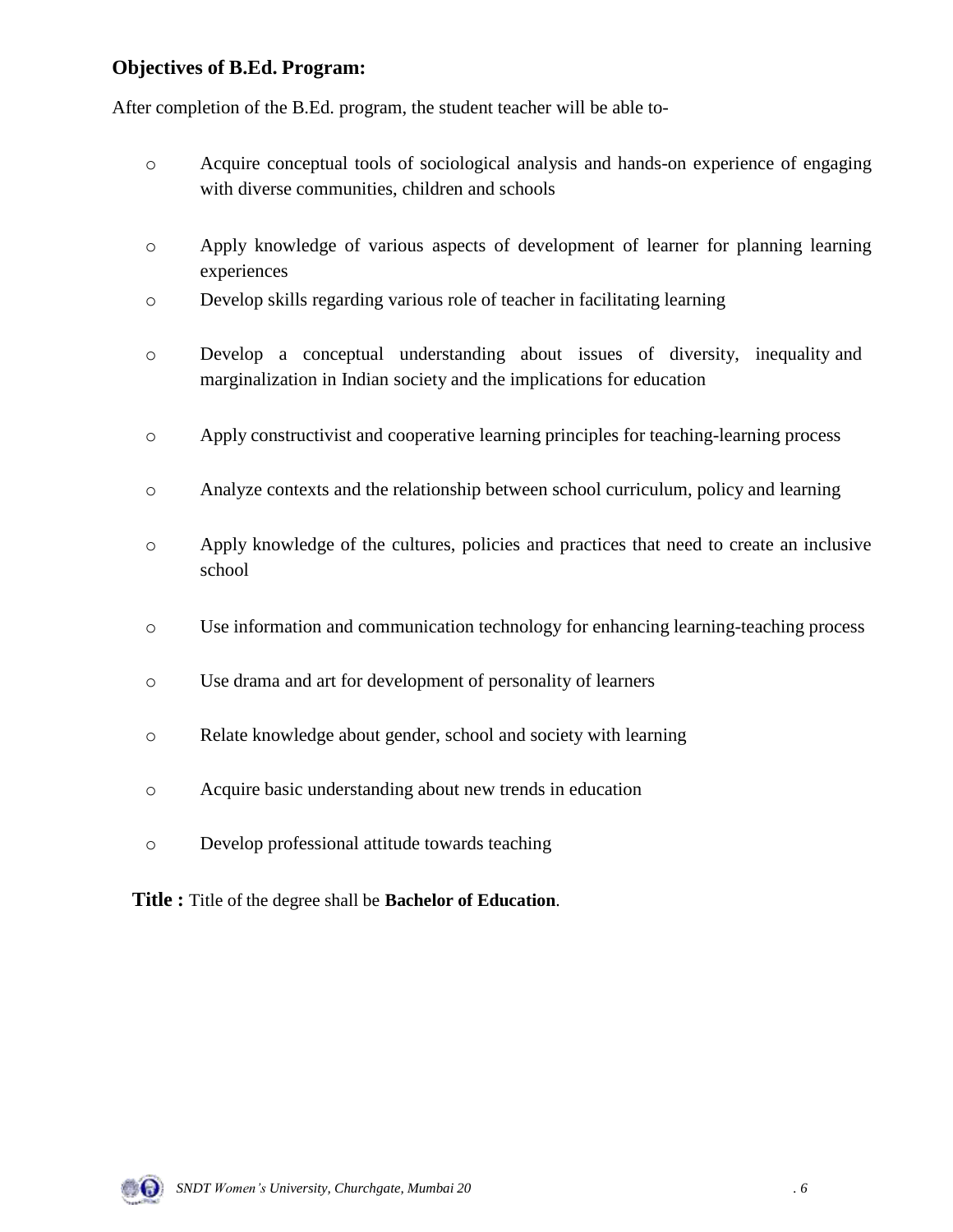**Objectives of B.Ed. Program:**

After completion of the B.Ed. program, the student teacher will be able to-

- Acquire conceptual tools of sociological analysis and hands-on experience of engaging with diverse communities, children and schools
- Apply knowledge of various aspects of development of learner for planning learning experiences
- Develop skills regarding various role of teacher in facilitating learning
- Develop a conceptual understanding about issues of diversity, inequality and marginalization in Indian society and the implications for education
- Apply constructivist and cooperative learning principles for teaching-learning process
- Analyze contexts and the relationship between school curriculum, policy and learning
- Apply knowledge of the cultures, policies and practices that need to create an inclusive school
- Use information and communication technology for enhancing learning-teaching process
- Use drama and art for development of personality of learners
- Relate knowledge about gender, school and society with learning
- Acquire basic understanding about new trends in education
- Develop professional attitude towards teaching

**Title :** Title of the degree shall be **Bachelor of Education**.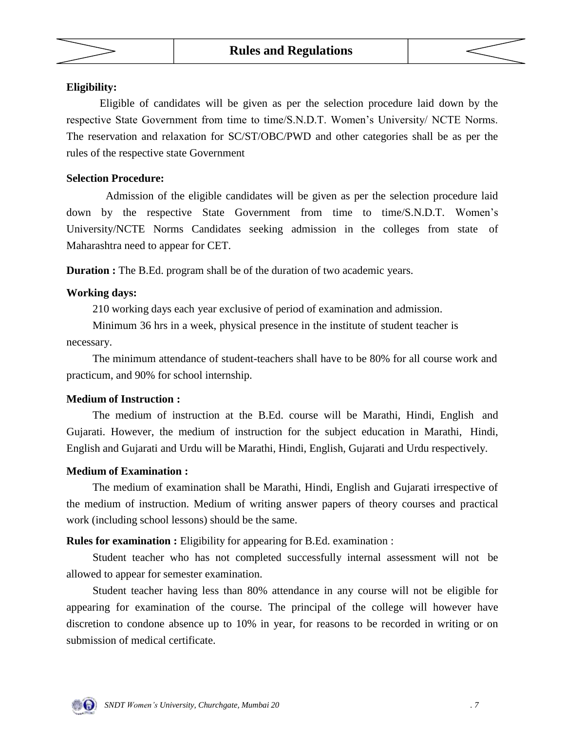# Rules and Regulations

**Eligibility:**

Eligible of candidates will be given as per the selection procedure laid down by the respective State Government from time to time/S.N.D.T. Women's University/ NCTE Norms. The reservation and relaxation for SC/ST/OBC/PWD and other categories shall be as per the rules of the respective state Government

**Selection Procedure:**

Admission of the eligible candidates will be given as per the selection procedure laid down by the respective State Government from time to time/S.N.D.T. Women's University/NCTE Norms Candidates seeking admission in the colleges from state of Maharashtra need to appear for CET.

**Duration :** The B.Ed. program shall be of the duration of two academic years.

**Working days:**

210 working days each year exclusive of period of examination and admission.

Minimum 36 hrs in a week, physical presence in the institute of student teacher is necessary.

The minimum attendance of student-teachers shall have to be 80% for all course work and practicum, and 90% for school internship.

**Medium of Instruction :**

The medium of instruction at the B.Ed. course will be Marathi, Hindi, English and Gujarati. However, the medium of instruction for the subject education in Marathi, Hindi, English and Gujarati and Urdu will be Marathi, Hindi, English, Gujarati and Urdu respectively.

**Medium of Examination :**

The medium of examination shall be Marathi, Hindi, English and Gujarati irrespective of the medium of instruction. Medium of writing answer papers of theory courses and practical work (including school lessons) should be the same.

**Rules for examination :** Eligibility for appearing for B.Ed. examination :

Student teacher who has not completed successfully internal assessment will not be allowed to appear for semester examination.

Student teacher having less than 80% attendance in any course will not be eligible for appearing for examination of the course. The principal of the college will however have discretion to condone absence up to 10% in year, for reasons to be recorded in writing or on submission of medical certificate.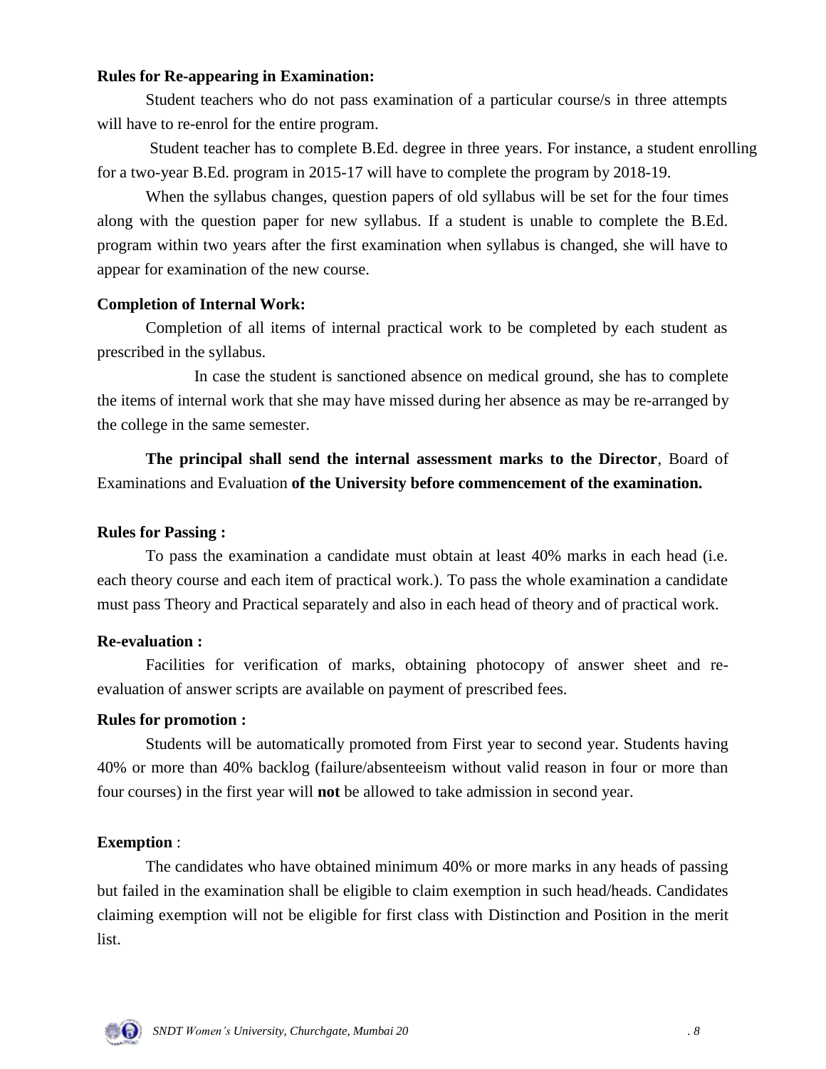**Rules for Re-appearing in Examination:**

Student teachers who do not pass examination of a particular course/s in three attempts will have to re-enrol for the entire program.

Student teacher has to complete B.Ed. degree in three years. For instance, a student enrolling for a two-year B.Ed. program in 2015-17 will have to complete the program by 2018-19.

When the syllabus changes, question papers of old syllabus will be set for the four times along with the question paper for new syllabus. If a student is unable to complete the B.Ed. program within two years after the first examination when syllabus is changed, she will have to appear for examination of the new course.

**Completion of Internal Work:**

Completion of all items of internal practical work to be completed by each student as prescribed in the syllabus.

In case the student is sanctioned absence on medical ground, she has to complete the items of internal work that she may have missed during her absence as may be re-arranged by the college in the same semester.

**The principal shall send the internal assessment marks to the Director**, Board of Examinations and Evaluation **of the University before commencement of the examination.**

**Rules for Passing :**

To pass the examination a candidate must obtain at least 40% marks in each head (i.e. each theory course and each item of practical work.). To pass the whole examination a candidate must pass Theory and Practical separately and also in each head of theory and of practical work.

**Re-evaluation :**

Facilities for verification of marks, obtaining photocopy of answer sheet and re-evaluation of answer scripts are available on payment of prescribed fees.

**Rules for promotion :**

Students will be automatically promoted from First year to second year. Students having 40% or more than 40% backlog (failure/absenteeism without valid reason in four or more than four courses) in the first year will **not** be allowed to take admission in second year.

**Exemption** :

The candidates who have obtained minimum 40% or more marks in any heads of passing but failed in the examination shall be eligible to claim exemption in such head/heads. Candidates claiming exemption will not be eligible for first class with Distinction and Position in the merit list.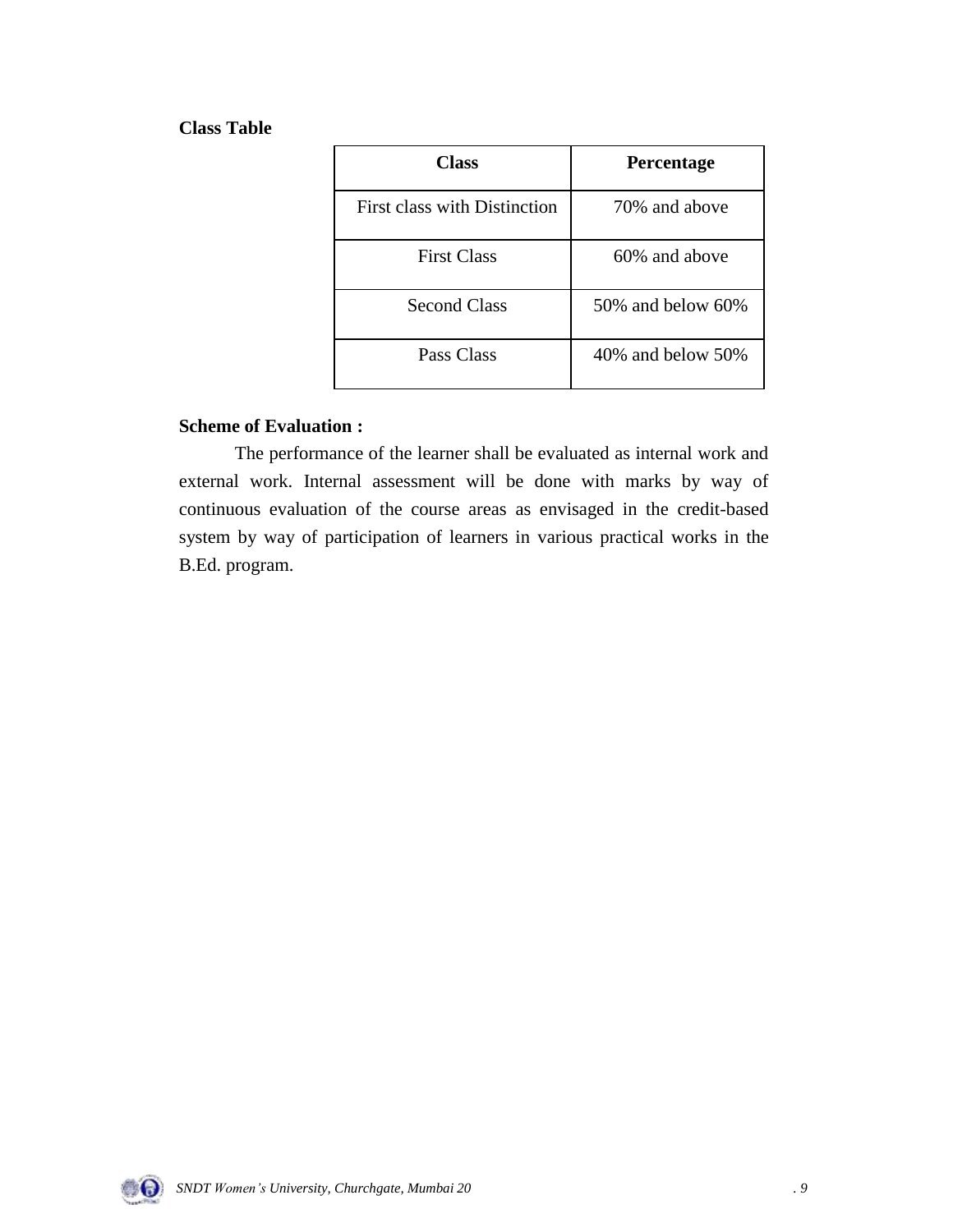**Class Table**

| Class | Percentage |
|---|---|
| First class with Distinction | 70% and above |
| First Class | 60% and above |
| Second Class | 50% and below 60% |
| Pass Class | 40% and below 50% |

**Scheme of Evaluation :**

The performance of the learner shall be evaluated as internal work and external work. Internal assessment will be done with marks by way of continuous evaluation of the course areas as envisaged in the credit-based system by way of participation of learners in various practical works in the B.Ed. program.